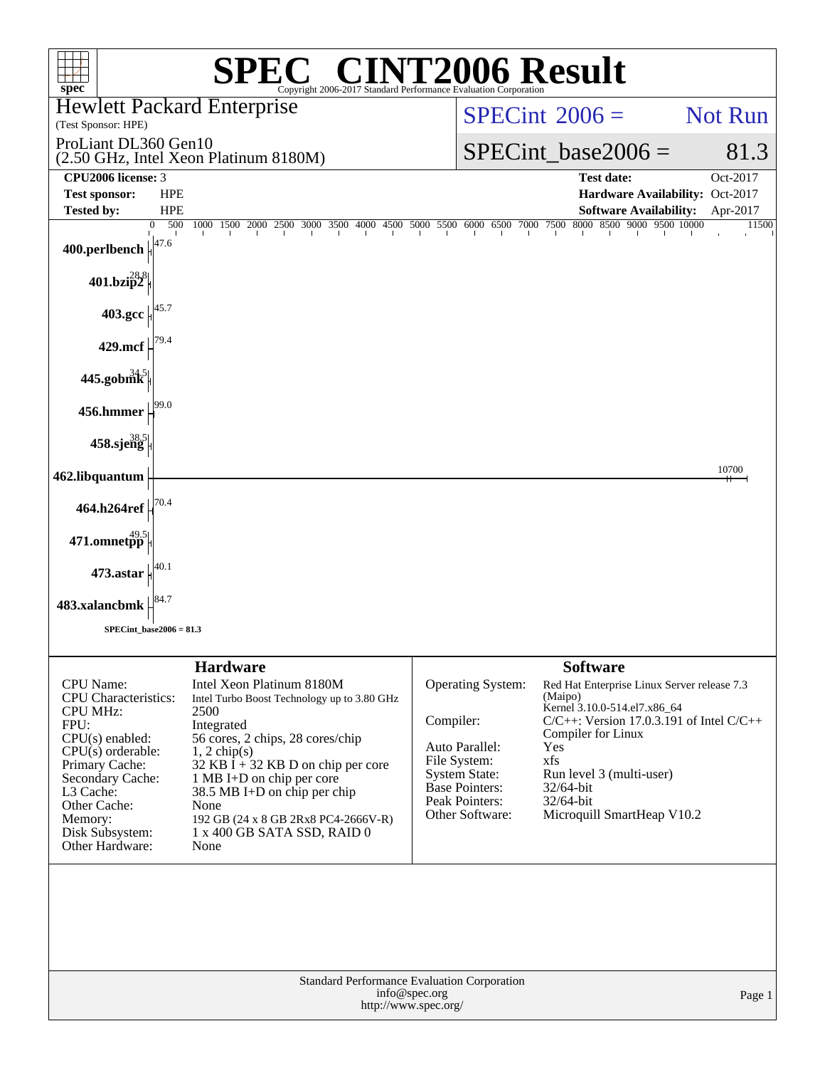# SPEC CINT2006 Result

Copyright 2006-2017 Standard Performance Evaluation Corporation

**Hewlett Packard Enterprise**
(Test Sponsor: HPE)

ProLiant DL360 Gen10
(2.50 GHz, Intel Xeon Platinum 8180M)

SPECint 2006 = Not Run

SPECint_base2006 = 81.3

| | | | |
|---|---|---|---|
| **CPU2006 license:** | 3 | **Test date:** | Oct-2017 |
| **Test sponsor:** | HPE | **Hardware Availability:** | Oct-2017 |
| **Tested by:** | HPE | **Software Availability:** | Apr-2017 |

| Benchmark | Base Ratio |
|---|---|
| 400.perlbench | 47.6 |
| 401.bzip2 | 28.8 |
| 403.gcc | 45.7 |
| 429.mcf | 79.4 |
| 445.gobmk | 34.5 |
| 456.hmmer | 99.0 |
| 458.sjeng | 38.5 |
| 462.libquantum | 10700 |
| 464.h264ref | 70.4 |
| 471.omnetpp | 49.5 |
| 473.astar | 40.1 |
| 483.xalancbmk | 84.7 |

SPECint_base2006 = 81.3

## Hardware

| | |
|---|---|
| CPU Name: | Intel Xeon Platinum 8180M |
| CPU Characteristics: | Intel Turbo Boost Technology up to 3.80 GHz |
| CPU MHz: | 2500 |
| FPU: | Integrated |
| CPU(s) enabled: | 56 cores, 2 chips, 28 cores/chip |
| CPU(s) orderable: | 1, 2 chip(s) |
| Primary Cache: | 32 KB I + 32 KB D on chip per core |
| Secondary Cache: | 1 MB I+D on chip per core |
| L3 Cache: | 38.5 MB I+D on chip per chip |
| Other Cache: | None |
| Memory: | 192 GB (24 x 8 GB 2Rx8 PC4-2666V-R) |
| Disk Subsystem: | 1 x 400 GB SATA SSD, RAID 0 |
| Other Hardware: | None |

## Software

| | |
|---|---|
| Operating System: | Red Hat Enterprise Linux Server release 7.3 (Maipo) Kernel 3.10.0-514.el7.x86_64 |
| Compiler: | C/C++: Version 17.0.3.191 of Intel C/C++ Compiler for Linux |
| Auto Parallel: | Yes |
| File System: | xfs |
| System State: | Run level 3 (multi-user) |
| Base Pointers: | 32/64-bit |
| Peak Pointers: | 32/64-bit |
| Other Software: | Microquill SmartHeap V10.2 |

Standard Performance Evaluation Corporation
info@spec.org
http://www.spec.org/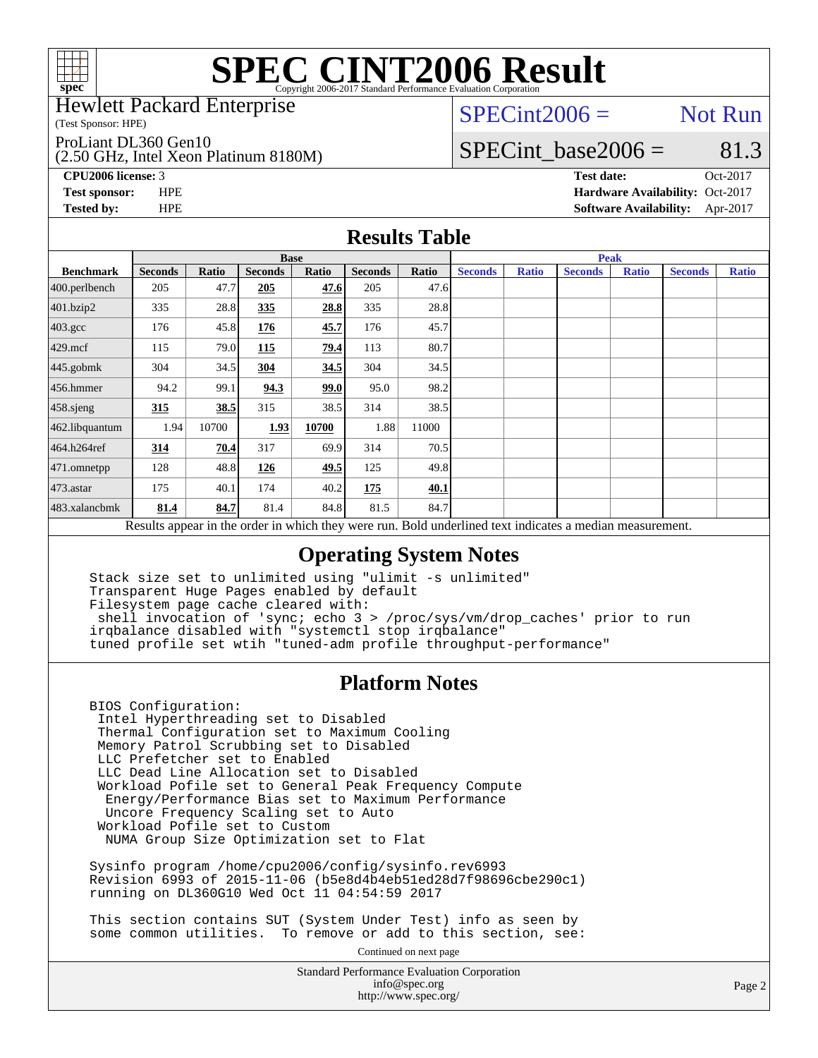# SPEC CINT2006 Result

Copyright 2006-2017 Standard Performance Evaluation Corporation

Hewlett Packard Enterprise
(Test Sponsor: HPE)

ProLiant DL360 Gen10
(2.50 GHz, Intel Xeon Platinum 8180M)

SPECint2006 = Not Run

SPECint_base2006 = 81.3

**CPU2006 license:** 3
**Test sponsor:** HPE
**Tested by:** HPE

**Test date:** Oct-2017
**Hardware Availability:** Oct-2017
**Software Availability:** Apr-2017

## Results Table

| Benchmark | Base | | | | | | Peak | | | | | |
|---|---|---|---|---|---|---|---|---|---|---|---|---|
| | Seconds | Ratio | Seconds | Ratio | Seconds | Ratio | Seconds | Ratio | Seconds | Ratio | Seconds | Ratio |
| 400.perlbench | 205 | 47.7 | **205** | **47.6** | 205 | 47.6 | | | | | | |
| 401.bzip2 | 335 | 28.8 | **335** | **28.8** | 335 | 28.8 | | | | | | |
| 403.gcc | 176 | 45.8 | **176** | **45.7** | 176 | 45.7 | | | | | | |
| 429.mcf | 115 | 79.0 | **115** | **79.4** | 113 | 80.7 | | | | | | |
| 445.gobmk | 304 | 34.5 | **304** | **34.5** | 304 | 34.5 | | | | | | |
| 456.hmmer | 94.2 | 99.1 | **94.3** | **99.0** | 95.0 | 98.2 | | | | | | |
| 458.sjeng | **315** | **38.5** | 315 | 38.5 | 314 | 38.5 | | | | | | |
| 462.libquantum | 1.94 | 10700 | **1.93** | **10700** | 1.88 | 11000 | | | | | | |
| 464.h264ref | **314** | **70.4** | 317 | 69.9 | 314 | 70.5 | | | | | | |
| 471.omnetpp | 128 | 48.8 | **126** | **49.5** | 125 | 49.8 | | | | | | |
| 473.astar | 175 | 40.1 | 174 | 40.2 | **175** | **40.1** | | | | | | |
| 483.xalancbmk | **81.4** | **84.7** | 81.4 | 84.8 | 81.5 | 84.7 | | | | | | |

Results appear in the order in which they were run. Bold underlined text indicates a median measurement.

## Operating System Notes

```
Stack size set to unlimited using "ulimit -s unlimited"
Transparent Huge Pages enabled by default
Filesystem page cache cleared with:
 shell invocation of 'sync; echo 3 > /proc/sys/vm/drop_caches' prior to run
irqbalance disabled with "systemctl stop irqbalance"
tuned profile set wtih "tuned-adm profile throughput-performance"
```

## Platform Notes

```
BIOS Configuration:
 Intel Hyperthreading set to Disabled
 Thermal Configuration set to Maximum Cooling
 Memory Patrol Scrubbing set to Disabled
 LLC Prefetcher set to Enabled
 LLC Dead Line Allocation set to Disabled
 Workload Pofile set to General Peak Frequency Compute
  Energy/Performance Bias set to Maximum Performance
  Uncore Frequency Scaling set to Auto
 Workload Pofile set to Custom
  NUMA Group Size Optimization set to Flat

Sysinfo program /home/cpu2006/config/sysinfo.rev6993
Revision 6993 of 2015-11-06 (b5e8d4b4eb51ed28d7f98696cbe290c1)
running on DL360G10 Wed Oct 11 04:54:59 2017

This section contains SUT (System Under Test) info as seen by
some common utilities.  To remove or add to this section, see:
```

Continued on next page

Standard Performance Evaluation Corporation
info@spec.org
http://www.spec.org/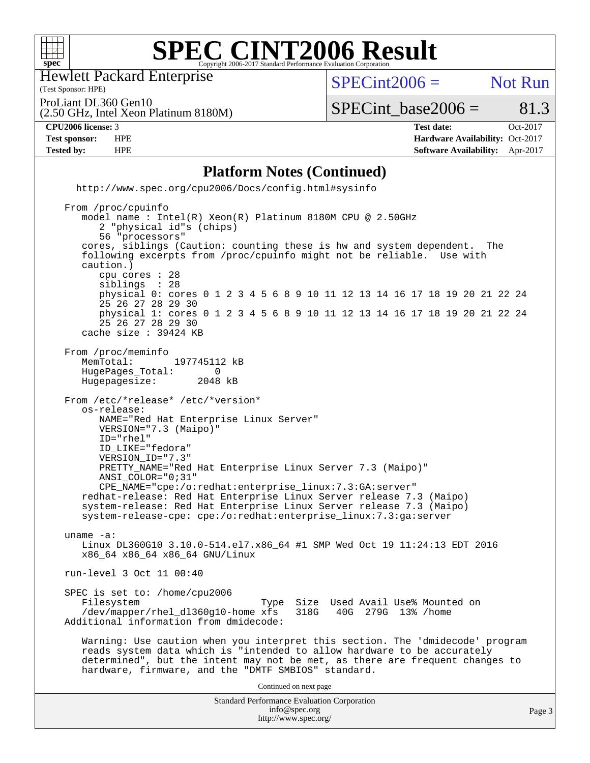# SPEC CINT2006 Result

Copyright 2006-2017 Standard Performance Evaluation Corporation

Hewlett Packard Enterprise
(Test Sponsor: HPE)

ProLiant DL360 Gen10
(2.50 GHz, Intel Xeon Platinum 8180M)

SPECint2006 = Not Run

SPECint_base2006 = 81.3

| | | | |
|---|---|---|---|
| **CPU2006 license:** 3 | | **Test date:** | Oct-2017 |
| **Test sponsor:** | HPE | **Hardware Availability:** | Oct-2017 |
| **Tested by:** | HPE | **Software Availability:** | Apr-2017 |

## Platform Notes (Continued)

```
  http://www.spec.org/cpu2006/Docs/config.html#sysinfo

From /proc/cpuinfo
   model name : Intel(R) Xeon(R) Platinum 8180M CPU @ 2.50GHz
      2 "physical id"s (chips)
      56 "processors"
   cores, siblings (Caution: counting these is hw and system dependent.  The
   following excerpts from /proc/cpuinfo might not be reliable.  Use with
   caution.)
      cpu cores : 28
      siblings  : 28
      physical 0: cores 0 1 2 3 4 5 6 8 9 10 11 12 13 14 16 17 18 19 20 21 22 24
      25 26 27 28 29 30
      physical 1: cores 0 1 2 3 4 5 6 8 9 10 11 12 13 14 16 17 18 19 20 21 22 24
      25 26 27 28 29 30
   cache size : 39424 KB

From /proc/meminfo
   MemTotal:       197745112 kB
   HugePages_Total:       0
   Hugepagesize:       2048 kB

From /etc/*release* /etc/*version*
   os-release:
      NAME="Red Hat Enterprise Linux Server"
      VERSION="7.3 (Maipo)"
      ID="rhel"
      ID_LIKE="fedora"
      VERSION_ID="7.3"
      PRETTY_NAME="Red Hat Enterprise Linux Server 7.3 (Maipo)"
      ANSI_COLOR="0;31"
      CPE_NAME="cpe:/o:redhat:enterprise_linux:7.3:GA:server"
   redhat-release: Red Hat Enterprise Linux Server release 7.3 (Maipo)
   system-release: Red Hat Enterprise Linux Server release 7.3 (Maipo)
   system-release-cpe: cpe:/o:redhat:enterprise_linux:7.3:ga:server

uname -a:
   Linux DL360G10 3.10.0-514.el7.x86_64 #1 SMP Wed Oct 19 11:24:13 EDT 2016
   x86_64 x86_64 x86_64 GNU/Linux

run-level 3 Oct 11 00:40

SPEC is set to: /home/cpu2006
   Filesystem                       Type  Size  Used Avail Use% Mounted on
   /dev/mapper/rhel_dl360g10-home xfs   318G   40G  279G  13% /home
Additional information from dmidecode:

   Warning: Use caution when you interpret this section. The 'dmidecode' program
   reads system data which is "intended to allow hardware to be accurately
   determined", but the intent may not be met, as there are frequent changes to
   hardware, firmware, and the "DMTF SMBIOS" standard.
```

Continued on next page

Standard Performance Evaluation Corporation
info@spec.org
http://www.spec.org/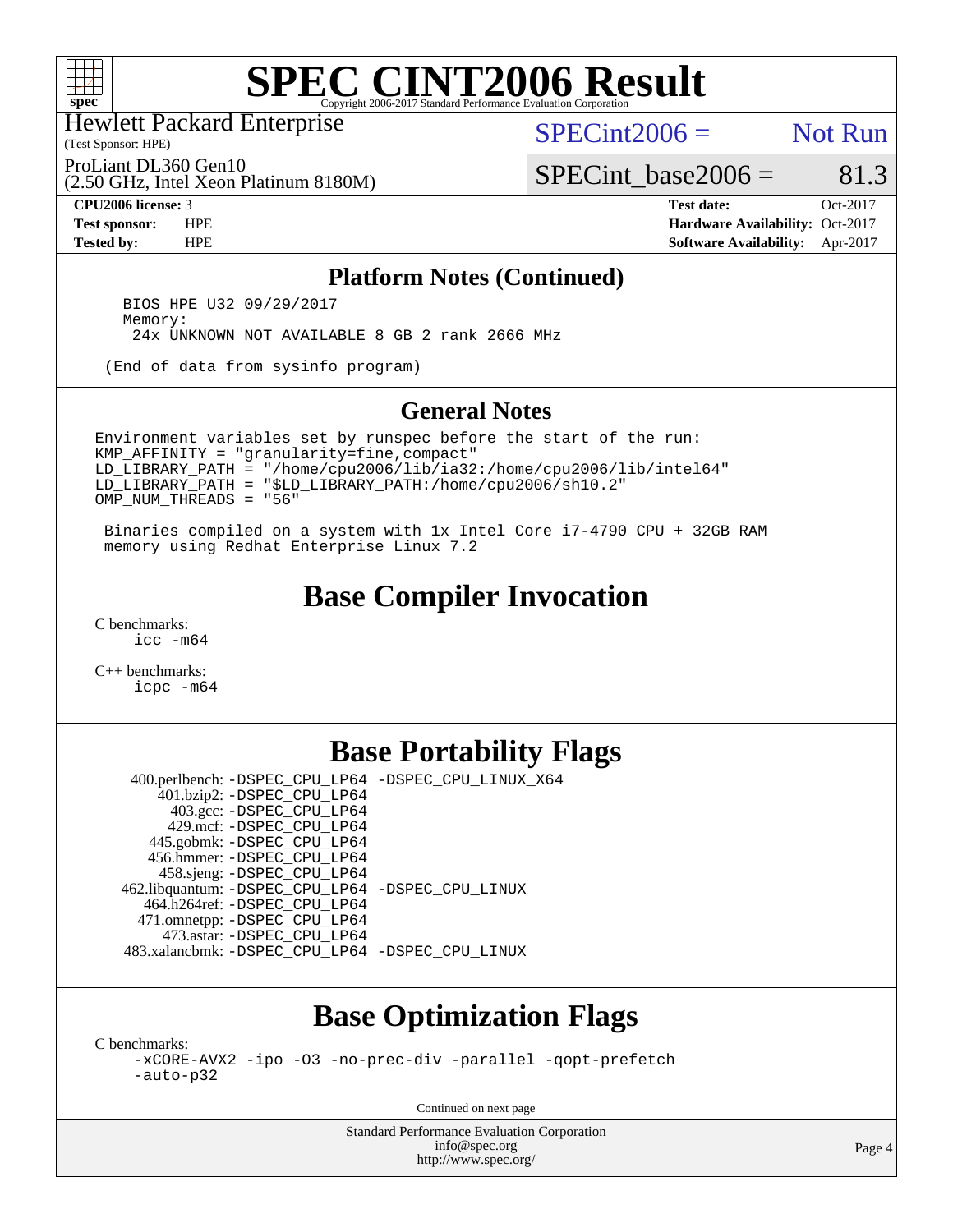# SPEC CINT2006 Result

Hewlett Packard Enterprise
(Test Sponsor: HPE)

ProLiant DL360 Gen10
(2.50 GHz, Intel Xeon Platinum 8180M)

SPECint2006 = Not Run

SPECint_base2006 = 81.3

| | | | |
|---|---|---|---|
| **CPU2006 license:** | 3 | **Test date:** | Oct-2017 |
| **Test sponsor:** | HPE | **Hardware Availability:** | Oct-2017 |
| **Tested by:** | HPE | **Software Availability:** | Apr-2017 |

## Platform Notes (Continued)

```
    BIOS HPE U32 09/29/2017
    Memory:
     24x UNKNOWN NOT AVAILABLE 8 GB 2 rank 2666 MHz

  (End of data from sysinfo program)
```

## General Notes

```
Environment variables set by runspec before the start of the run:
KMP_AFFINITY = "granularity=fine,compact"
LD_LIBRARY_PATH = "/home/cpu2006/lib/ia32:/home/cpu2006/lib/intel64"
LD_LIBRARY_PATH = "$LD_LIBRARY_PATH:/home/cpu2006/sh10.2"
OMP_NUM_THREADS = "56"

 Binaries compiled on a system with 1x Intel Core i7-4790 CPU + 32GB RAM
 memory using Redhat Enterprise Linux 7.2
```

## Base Compiler Invocation

C benchmarks:
    icc -m64

C++ benchmarks:
    icpc -m64

## Base Portability Flags

| | |
|---|---|
| 400.perlbench: | -DSPEC_CPU_LP64 -DSPEC_CPU_LINUX_X64 |
| 401.bzip2: | -DSPEC_CPU_LP64 |
| 403.gcc: | -DSPEC_CPU_LP64 |
| 429.mcf: | -DSPEC_CPU_LP64 |
| 445.gobmk: | -DSPEC_CPU_LP64 |
| 456.hmmer: | -DSPEC_CPU_LP64 |
| 458.sjeng: | -DSPEC_CPU_LP64 |
| 462.libquantum: | -DSPEC_CPU_LP64 -DSPEC_CPU_LINUX |
| 464.h264ref: | -DSPEC_CPU_LP64 |
| 471.omnetpp: | -DSPEC_CPU_LP64 |
| 473.astar: | -DSPEC_CPU_LP64 |
| 483.xalancbmk: | -DSPEC_CPU_LP64 -DSPEC_CPU_LINUX |

## Base Optimization Flags

C benchmarks:
    -xCORE-AVX2 -ipo -O3 -no-prec-div -parallel -qopt-prefetch
    -auto-p32

Continued on next page

Standard Performance Evaluation Corporation
info@spec.org
http://www.spec.org/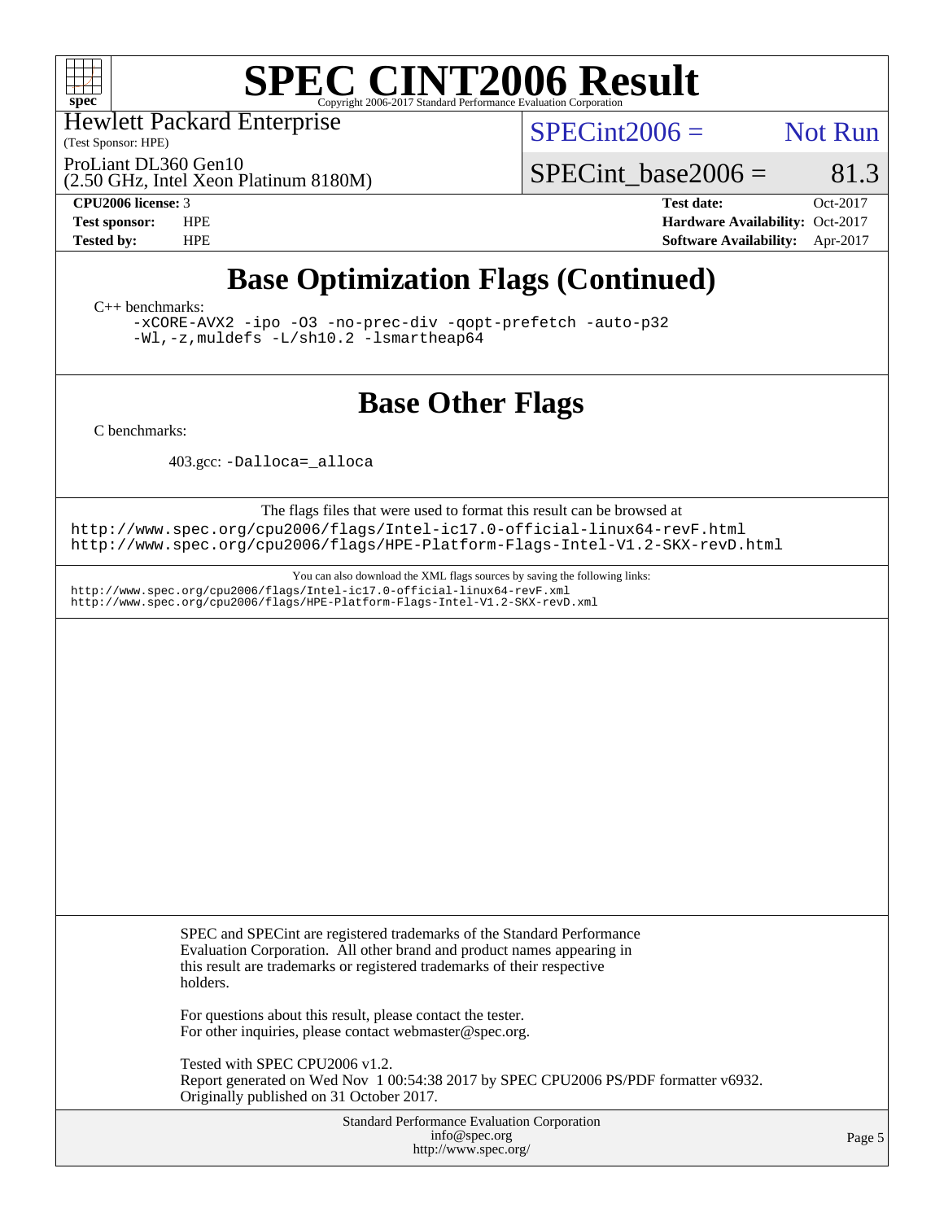# SPEC CINT2006 Result

Copyright 2006-2017 Standard Performance Evaluation Corporation

Hewlett Packard Enterprise
(Test Sponsor: HPE)

ProLiant DL360 Gen10
(2.50 GHz, Intel Xeon Platinum 8180M)

SPECint2006 = Not Run

SPECint_base2006 = 81.3

| | | | |
|---|---|---|---|
| **CPU2006 license:** | 3 | **Test date:** | Oct-2017 |
| **Test sponsor:** | HPE | **Hardware Availability:** | Oct-2017 |
| **Tested by:** | HPE | **Software Availability:** | Apr-2017 |

## Base Optimization Flags (Continued)

C++ benchmarks:

```
-xCORE-AVX2 -ipo -O3 -no-prec-div -qopt-prefetch -auto-p32
-Wl,-z,muldefs -L/sh10.2 -lsmartheap64
```

## Base Other Flags

C benchmarks:

403.gcc: `-Dalloca=_alloca`

The flags files that were used to format this result can be browsed at
http://www.spec.org/cpu2006/flags/Intel-ic17.0-official-linux64-revF.html
http://www.spec.org/cpu2006/flags/HPE-Platform-Flags-Intel-V1.2-SKX-revD.html

You can also download the XML flags sources by saving the following links:
http://www.spec.org/cpu2006/flags/Intel-ic17.0-official-linux64-revF.xml
http://www.spec.org/cpu2006/flags/HPE-Platform-Flags-Intel-V1.2-SKX-revD.xml

SPEC and SPECint are registered trademarks of the Standard Performance Evaluation Corporation. All other brand and product names appearing in this result are trademarks or registered trademarks of their respective holders.

For questions about this result, please contact the tester.
For other inquiries, please contact webmaster@spec.org.

Tested with SPEC CPU2006 v1.2.
Report generated on Wed Nov 1 00:54:38 2017 by SPEC CPU2006 PS/PDF formatter v6932.
Originally published on 31 October 2017.

Standard Performance Evaluation Corporation
info@spec.org
http://www.spec.org/